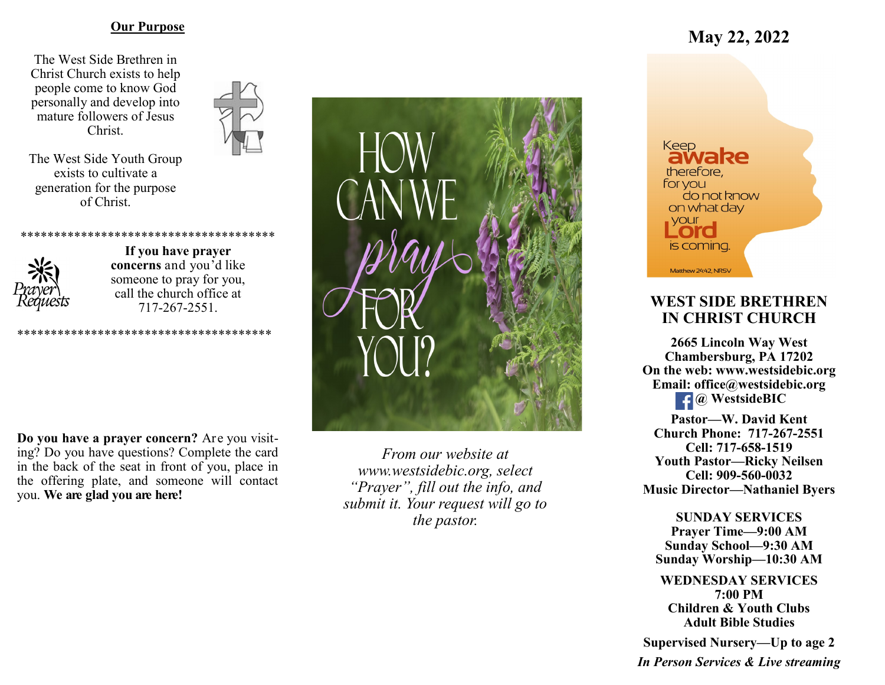## Our Purpose

The West Side Brethren in Christ Church exists to help people come to know God personally and develop into mature followers of Jesus Christ.

The West Side Youth Group exists to cultivate a generation for the purpose of Christ.

*************************************

Prayer Requests

**If you have prayer concerns** and you'd like someone to pray for you, call the church office at 717-267-2551.

*************************************

**Do you have a prayer concern?** Are you visiting? Do you have questions? Complete the card in the back of the seat in front of you, place in the offering plate, and someone will contact you. **We are glad you are here!**

HOW CAN WE *pray* FOR YOU?

*From our website at www.westsidebic.org, select "Prayer", fill out the info, and submit it. Your request will go to the pastor.*

## May 22, 2022

Keep **awake** therefore, for you do not know on what day your **Lord** is coming.

Matthew 24:42, NRSV

# WEST SIDE BRETHREN IN CHRIST CHURCH

**2665 Lincoln Way West**
**Chambersburg, PA 17202**
**On the web: www.westsidebic.org**
**Email: office@westsidebic.org**
**@ WestsideBIC**

**Pastor—W. David Kent**
**Church Phone: 717-267-2551**
**Cell: 717-658-1519**
**Youth Pastor—Ricky Neilsen**
**Cell: 909-560-0032**
**Music Director—Nathaniel Byers**

**SUNDAY SERVICES**
**Prayer Time—9:00 AM**
**Sunday School—9:30 AM**
**Sunday Worship—10:30 AM**

**WEDNESDAY SERVICES**
**7:00 PM**
**Children & Youth Clubs**
**Adult Bible Studies**

**Supervised Nursery—Up to age 2**

***In Person Services & Live streaming***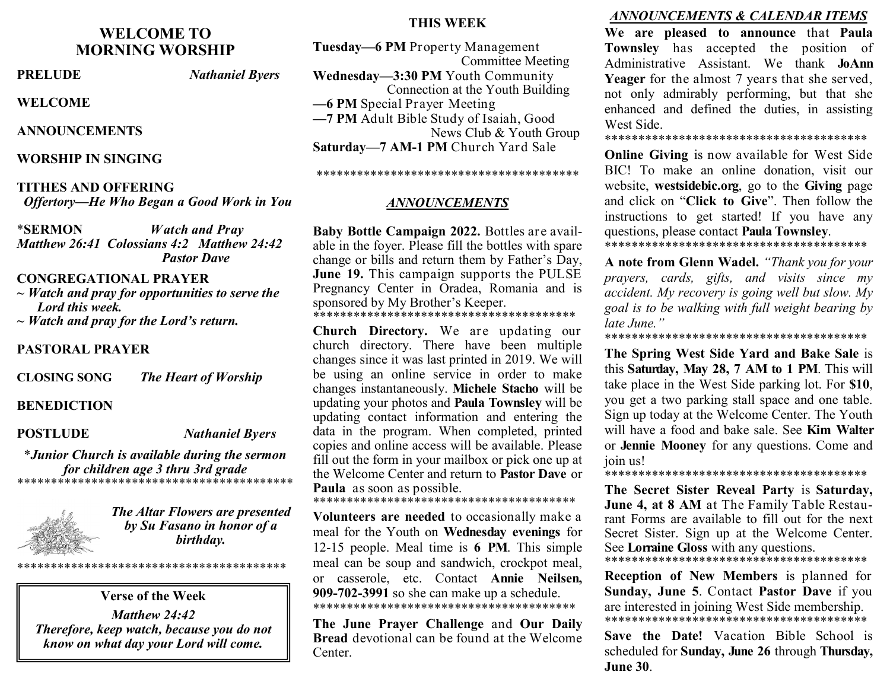## WELCOME TO MORNING WORSHIP

**PRELUDE** *Nathaniel Byers*

**WELCOME**

**ANNOUNCEMENTS**

**WORSHIP IN SINGING**

**TITHES AND OFFERING**
*Offertory—He Who Began a Good Work in You*

***SERMON** *Watch and Pray*
*Matthew 26:41 Colossians 4:2 Matthew 24:42*
*Pastor Dave*

**CONGREGATIONAL PRAYER**
*~ Watch and pray for opportunities to serve the Lord this week.*
*~ Watch and pray for the Lord's return.*

**PASTORAL PRAYER**

**CLOSING SONG** *The Heart of Worship*

**BENEDICTION**

**POSTLUDE** *Nathaniel Byers*

*\*Junior Church is available during the sermon for children age 3 thru 3rd grade*

****************************************

*The Altar Flowers are presented by Su Fasano in honor of a birthday.*

****************************************

**Verse of the Week**

*Matthew 24:42*
*Therefore, keep watch, because you do not know on what day your Lord will come.*

## THIS WEEK

**Tuesday—6 PM** Property Management Committee Meeting
**Wednesday—3:30 PM** Youth Community Connection at the Youth Building
**—6 PM** Special Prayer Meeting
**—7 PM** Adult Bible Study of Isaiah, Good News Club & Youth Group
**Saturday—7 AM-1 PM** Church Yard Sale

****************************************

## *ANNOUNCEMENTS*

**Baby Bottle Campaign 2022.** Bottles are available in the foyer. Please fill the bottles with spare change or bills and return them by Father's Day, **June 19.** This campaign supports the PULSE Pregnancy Center in Oradea, Romania and is sponsored by My Brother's Keeper.

****************************************

**Church Directory.** We are updating our church directory. There have been multiple changes since it was last printed in 2019. We will be using an online service in order to make changes instantaneously. **Michele Stacho** will be updating your photos and **Paula Townsley** will be updating contact information and entering the data in the program. When completed, printed copies and online access will be available. Please fill out the form in your mailbox or pick one up at the Welcome Center and return to **Pastor Dave** or **Paula** as soon as possible.

****************************************

**Volunteers are needed** to occasionally make a meal for the Youth on **Wednesday evenings** for 12-15 people. Meal time is **6 PM**. This simple meal can be soup and sandwich, crockpot meal, or casserole, etc. Contact **Annie Neilsen, 909-702-3991** so she can make up a schedule.

****************************************

**The June Prayer Challenge** and **Our Daily Bread** devotional can be found at the Welcome Center.

## *ANNOUNCEMENTS & CALENDAR ITEMS*

**We are pleased to announce** that **Paula Townsley** has accepted the position of Administrative Assistant. We thank **JoAnn Yeager** for the almost 7 years that she served, not only admirably performing, but that she enhanced and defined the duties, in assisting West Side.

****************************************

**Online Giving** is now available for West Side BIC! To make an online donation, visit our website, **westsidebic.org**, go to the **Giving** page and click on "**Click to Give**". Then follow the instructions to get started! If you have any questions, please contact **Paula Townsley**.

****************************************

**A note from Glenn Wadel.** *"Thank you for your prayers, cards, gifts, and visits since my accident. My recovery is going well but slow. My goal is to be walking with full weight bearing by late June."*

****************************************

**The Spring West Side Yard and Bake Sale** is this **Saturday, May 28, 7 AM to 1 PM**. This will take place in the West Side parking lot. For **$10**, you get a two parking stall space and one table. Sign up today at the Welcome Center. The Youth will have a food and bake sale. See **Kim Walter** or **Jennie Mooney** for any questions. Come and join us!

****************************************

**The Secret Sister Reveal Party** is **Saturday, June 4, at 8 AM** at The Family Table Restaurant Forms are available to fill out for the next Secret Sister. Sign up at the Welcome Center. See **Lorraine Gloss** with any questions.

****************************************

**Reception of New Members** is planned for **Sunday, June 5**. Contact **Pastor Dave** if you are interested in joining West Side membership.

****************************************

**Save the Date!** Vacation Bible School is scheduled for **Sunday, June 26** through **Thursday, June 30**.